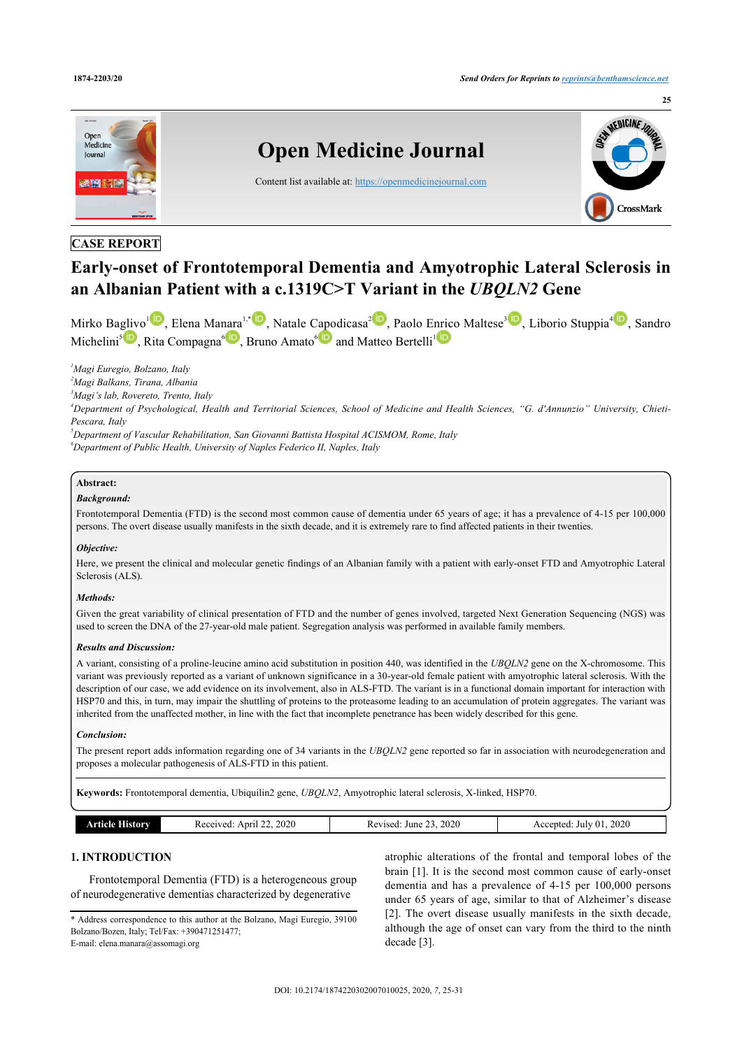CASE REPORT

# Early-onset of Frontotemporal Dementia and Amyotrophic Lateral Sclerosis in an Albanian Patient with a c.1319C>T Variant in the *UBQLN2* Gene

Mirko Baglivo[1], Elena Manara[1,*], Natale Capodicasa[2], Paolo Enrico Maltese[3], Liborio Stuppia[4], Sandro Michelini[5], Rita Compagna[6], Bruno Amato[6] and Matteo Bertelli[1]

[1]*Magi Euregio, Bolzano, Italy*
[2]*Magi Balkans, Tirana, Albania*
[3]*Magi's lab, Rovereto, Trento, Italy*
[4]*Department of Psychological, Health and Territorial Sciences, School of Medicine and Health Sciences, "G. d'Annunzio" University, Chieti-Pescara, Italy*
[5]*Department of Vascular Rehabilitation, San Giovanni Battista Hospital ACISMOM, Rome, Italy*
[6]*Department of Public Health, University of Naples Federico II, Naples, Italy*

**Abstract:**

***Background:***

Frontotemporal Dementia (FTD) is the second most common cause of dementia under 65 years of age; it has a prevalence of 4-15 per 100,000 persons. The overt disease usually manifests in the sixth decade, and it is extremely rare to find affected patients in their twenties.

***Objective:***

Here, we present the clinical and molecular genetic findings of an Albanian family with a patient with early-onset FTD and Amyotrophic Lateral Sclerosis (ALS).

***Methods:***

Given the great variability of clinical presentation of FTD and the number of genes involved, targeted Next Generation Sequencing (NGS) was used to screen the DNA of the 27-year-old male patient. Segregation analysis was performed in available family members.

***Results and Discussion:***

A variant, consisting of a proline-leucine amino acid substitution in position 440, was identified in the *UBQLN2* gene on the X-chromosome. This variant was previously reported as a variant of unknown significance in a 30-year-old female patient with amyotrophic lateral sclerosis. With the description of our case, we add evidence on its involvement, also in ALS-FTD. The variant lies in a functional domain important for interaction with HSP70 and this, in turn, may impair the shuttling of proteins to the proteasome leading to an accumulation of protein aggregates. The variant was inherited from the unaffected mother, in line with the fact that incomplete penetrance has been widely described for this gene.

***Conclusion:***

The present report adds information regarding one of 34 variants in the *UBQLN2* gene reported so far in association with neurodegeneration and proposes a molecular pathogenesis of ALS-FTD in this patient.

**Keywords:** Frontotemporal dementia, Ubiquilin2 gene, *UBQLN2*, Amyotrophic lateral sclerosis, X-linked, HSP70.

| Article History | Received: April 22, 2020 | Revised: June 23, 2020 | Accepted: July 01, 2020 |
|---|---|---|---|

## 1. INTRODUCTION

Frontotemporal Dementia (FTD) is a heterogeneous group of neurodegenerative dementias characterized by degenerative atrophic alterations of the frontal and temporal lobes of the brain [1]. It is the second most common cause of early-onset dementia and has a prevalence of 4-15 per 100,000 persons under 65 years of age, similar to that of Alzheimer's disease [2]. The overt disease usually manifests in the sixth decade, although the age of onset can vary from the third to the ninth decade [3].

\* Address correspondence to this author at the Bolzano, Magi Euregio, 39100 Bolzano/Bozen, Italy; Tel/Fax: +390471251477;
E-mail: elena.manara@assomagi.org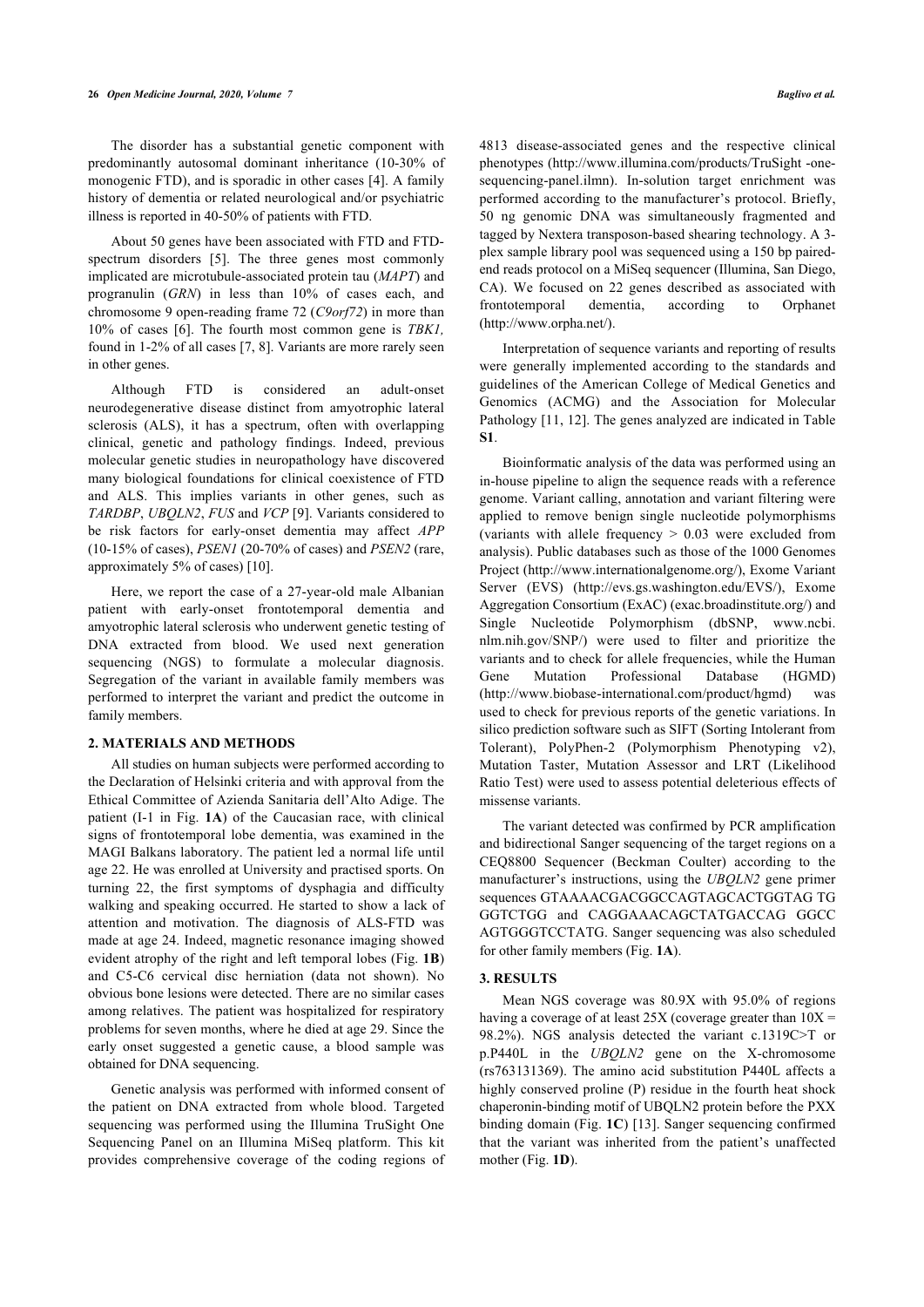The disorder has a substantial genetic component with predominantly autosomal dominant inheritance (10-30% of monogenic FTD), and is sporadic in other cases [4]. A family history of dementia or related neurological and/or psychiatric illness is reported in 40-50% of patients with FTD.

About 50 genes have been associated with FTD and FTD-spectrum disorders [5]. The three genes most commonly implicated are microtubule-associated protein tau (*MAPT*) and progranulin (*GRN*) in less than 10% of cases each, and chromosome 9 open-reading frame 72 (*C9orf72*) in more than 10% of cases [6]. The fourth most common gene is *TBK1,* found in 1-2% of all cases [7, 8]. Variants are more rarely seen in other genes.

Although FTD is considered an adult-onset neurodegenerative disease distinct from amyotrophic lateral sclerosis (ALS), it has a spectrum, often with overlapping clinical, genetic and pathology findings. Indeed, previous molecular genetic studies in neuropathology have discovered many biological foundations for clinical coexistence of FTD and ALS. This implies variants in other genes, such as *TARDBP*, *UBQLN2*, *FUS* and *VCP* [9]. Variants considered to be risk factors for early-onset dementia may affect *APP* (10-15% of cases), *PSEN1* (20-70% of cases) and *PSEN2* (rare, approximately 5% of cases) [10].

Here, we report the case of a 27-year-old male Albanian patient with early-onset frontotemporal dementia and amyotrophic lateral sclerosis who underwent genetic testing of DNA extracted from blood. We used next generation sequencing (NGS) to formulate a molecular diagnosis. Segregation of the variant in available family members was performed to interpret the variant and predict the outcome in family members.

## 2. MATERIALS AND METHODS

All studies on human subjects were performed according to the Declaration of Helsinki criteria and with approval from the Ethical Committee of Azienda Sanitaria dell'Alto Adige. The patient (I-1 in Fig. **1A**) of the Caucasian race, with clinical signs of frontotemporal lobe dementia, was examined in the MAGI Balkans laboratory. The patient led a normal life until age 22. He was enrolled at University and practised sports. On turning 22, the first symptoms of dysphagia and difficulty walking and speaking occurred. He started to show a lack of attention and motivation. The diagnosis of ALS-FTD was made at age 24. Indeed, magnetic resonance imaging showed evident atrophy of the right and left temporal lobes (Fig. **1B**) and C5-C6 cervical disc herniation (data not shown). No obvious bone lesions were detected. There are no similar cases among relatives. The patient was hospitalized for respiratory problems for seven months, where he died at age 29. Since the early onset suggested a genetic cause, a blood sample was obtained for DNA sequencing.

Genetic analysis was performed with informed consent of the patient on DNA extracted from whole blood. Targeted sequencing was performed using the Illumina TruSight One Sequencing Panel on an Illumina MiSeq platform. This kit provides comprehensive coverage of the coding regions of 4813 disease-associated genes and the respective clinical phenotypes (http://www.illumina.com/products/TruSight -one-sequencing-panel.ilmn). In-solution target enrichment was performed according to the manufacturer's protocol. Briefly, 50 ng genomic DNA was simultaneously fragmented and tagged by Nextera transposon-based shearing technology. A 3-plex sample library pool was sequenced using a 150 bp paired-end reads protocol on a MiSeq sequencer (Illumina, San Diego, CA). We focused on 22 genes described as associated with frontotemporal dementia, according to Orphanet (http://www.orpha.net/).

Interpretation of sequence variants and reporting of results were generally implemented according to the standards and guidelines of the American College of Medical Genetics and Genomics (ACMG) and the Association for Molecular Pathology [11, 12]. The genes analyzed are indicated in Table **S1**.

Bioinformatic analysis of the data was performed using an in-house pipeline to align the sequence reads with a reference genome. Variant calling, annotation and variant filtering were applied to remove benign single nucleotide polymorphisms (variants with allele frequency > 0.03 were excluded from analysis). Public databases such as those of the 1000 Genomes Project (http://www.internationalgenome.org/), Exome Variant Server (EVS) (http://evs.gs.washington.edu/EVS/), Exome Aggregation Consortium (ExAC) (exac.broadinstitute.org/) and Single Nucleotide Polymorphism (dbSNP, www.ncbi.nlm.nih.gov/SNP/) were used to filter and prioritize the variants and to check for allele frequencies, while the Human Gene Mutation Professional Database (HGMD) (http://www.biobase-international.com/product/hgmd) was used to check for previous reports of the genetic variations. In silico prediction software such as SIFT (Sorting Intolerant from Tolerant), PolyPhen-2 (Polymorphism Phenotyping v2), Mutation Taster, Mutation Assessor and LRT (Likelihood Ratio Test) were used to assess potential deleterious effects of missense variants.

The variant detected was confirmed by PCR amplification and bidirectional Sanger sequencing of the target regions on a CEQ8800 Sequencer (Beckman Coulter) according to the manufacturer's instructions, using the *UBQLN2* gene primer sequences GTAAAACGACGGCCAGTAGCACTGGTAG TG GGTCTGG and CAGGAAACAGCTATGACCAG GGCC AGTGGGTCCTATG. Sanger sequencing was also scheduled for other family members (Fig. **1A**).

## 3. RESULTS

Mean NGS coverage was 80.9X with 95.0% of regions having a coverage of at least 25X (coverage greater than 10X = 98.2%). NGS analysis detected the variant c.1319C>T or p.P440L in the *UBQLN2* gene on the X-chromosome (rs763131369). The amino acid substitution P440L affects a highly conserved proline (P) residue in the fourth heat shock chaperonin-binding motif of UBQLN2 protein before the PXX binding domain (Fig. **1C**) [13]. Sanger sequencing confirmed that the variant was inherited from the patient's unaffected mother (Fig. **1D**).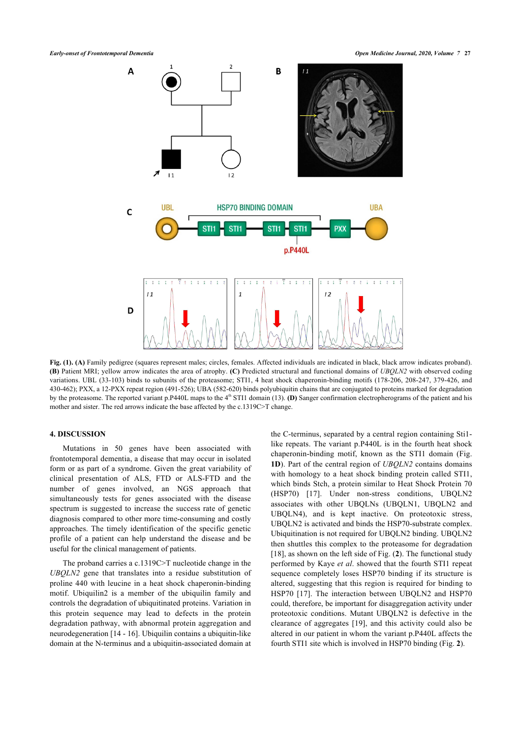**Fig. (1). (A)** Family pedigree (squares represent males; circles, females. Affected individuals are indicated in black, black arrow indicates proband). **(B)** Patient MRI; yellow arrow indicates the area of atrophy. **(C)** Predicted structural and functional domains of *UBQLN2* with observed coding variations. UBL (33-103) binds to subunits of the proteasome; STI1, 4 heat shock chaperonin-binding motifs (178-206, 208-247, 379-426, and 430-462); PXX, a 12-PXX repeat region (491-526); UBA (582-620) binds polyubiquitin chains that are conjugated to proteins marked for degradation by the proteasome. The reported variant p.P440L maps to the 4th STI1 domain (13). **(D)** Sanger confirmation electropherograms of the patient and his mother and sister. The red arrows indicate the base affected by the c.1319C>T change.

## 4. DISCUSSION

Mutations in 50 genes have been associated with frontotemporal dementia, a disease that may occur in isolated form or as part of a syndrome. Given the great variability of clinical presentation of ALS, FTD or ALS-FTD and the number of genes involved, an NGS approach that simultaneously tests for genes associated with the disease spectrum is suggested to increase the success rate of genetic diagnosis compared to other more time-consuming and costly approaches. The timely identification of the specific genetic profile of a patient can help understand the disease and be useful for the clinical management of patients.

The proband carries a c.1319C>T nucleotide change in the *UBQLN2* gene that translates into a residue substitution of proline 440 with leucine in a heat shock chaperonin-binding motif. Ubiquilin2 is a member of the ubiquitin family and controls the degradation of ubiquitinated proteins. Variation in this protein sequence may lead to defects in the protein degradation pathway, with abnormal protein aggregation and neurodegeneration [14 - 16]. Ubiquilin contains a ubiquitin-like domain at the N-terminus and a ubiquitin-associated domain at the C-terminus, separated by a central region containing Sti1-like repeats. The variant p.P440L is in the fourth heat shock chaperonin-binding motif, known as the STI1 domain (Fig. **1D**). Part of the central region of *UBQLN2* contains domains with homology to a heat shock binding protein called STI1, which binds Stch, a protein similar to Heat Shock Protein 70 (HSP70) [17]. Under non-stress conditions, UBQLN2 associates with other UBQLNs (UBQLN1, UBQLN2 and UBQLN4), and is kept inactive. On proteotoxic stress, UBQLN2 is activated and binds the HSP70-substrate complex. Ubiquitination is not required for UBQLN2 binding. UBQLN2 then shuttles this complex to the proteasome for degradation [18], as shown on the left side of Fig. (**2**). The functional study performed by Kaye *et al*. showed that the fourth STI1 repeat sequence completely loses HSP70 binding if its structure is altered, suggesting that this region is required for binding to HSP70 [17]. The interaction between UBQLN2 and HSP70 could, therefore, be important for disaggregation activity under proteotoxic conditions. Mutant UBQLN2 is defective in the clearance of aggregates [19], and this activity could also be altered in our patient in whom the variant p.P440L affects the fourth STI1 site which is involved in HSP70 binding (Fig. **2**).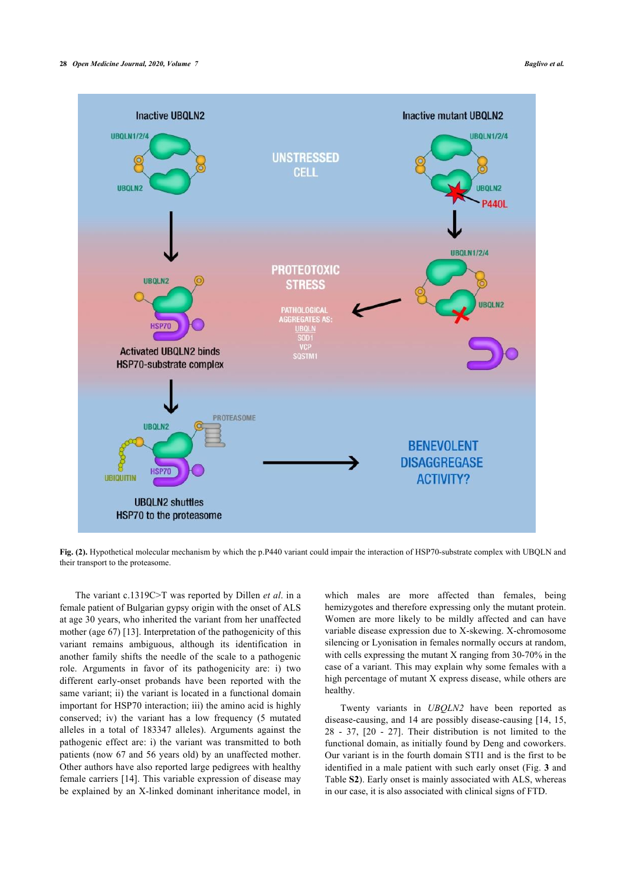**Fig. (2).** Hypothetical molecular mechanism by which the p.P440 variant could impair the interaction of HSP70-substrate complex with UBQLN and their transport to the proteasome.

The variant c.1319C>T was reported by Dillen *et al*. in a female patient of Bulgarian gypsy origin with the onset of ALS at age 30 years, who inherited the variant from her unaffected mother (age 67) [13]. Interpretation of the pathogenicity of this variant remains ambiguous, although its identification in another family shifts the needle of the scale to a pathogenic role. Arguments in favor of its pathogenicity are: i) two different early-onset probands have been reported with the same variant; ii) the variant is located in a functional domain important for HSP70 interaction; iii) the amino acid is highly conserved; iv) the variant has a low frequency (5 mutated alleles in a total of 183347 alleles). Arguments against the pathogenic effect are: i) the variant was transmitted to both patients (now 67 and 56 years old) by an unaffected mother. Other authors have also reported large pedigrees with healthy female carriers [14]. This variable expression of disease may be explained by an X-linked dominant inheritance model, in which males are more affected than females, being hemizygotes and therefore expressing only the mutant protein. Women are more likely to be mildly affected and can have variable disease expression due to X-skewing. X-chromosome silencing or Lyonisation in females normally occurs at random, with cells expressing the mutant X ranging from 30-70% in the case of a variant. This may explain why some females with a high percentage of mutant X express disease, while others are healthy.

Twenty variants in *UBQLN2* have been reported as disease-causing, and 14 are possibly disease-causing [14, 15, 28 - 37, [20 - 27]. Their distribution is not limited to the functional domain, as initially found by Deng and coworkers. Our variant is in the fourth domain STI1 and is the first to be identified in a male patient with such early onset (Fig. **3** and Table **S2**). Early onset is mainly associated with ALS, whereas in our case, it is also associated with clinical signs of FTD.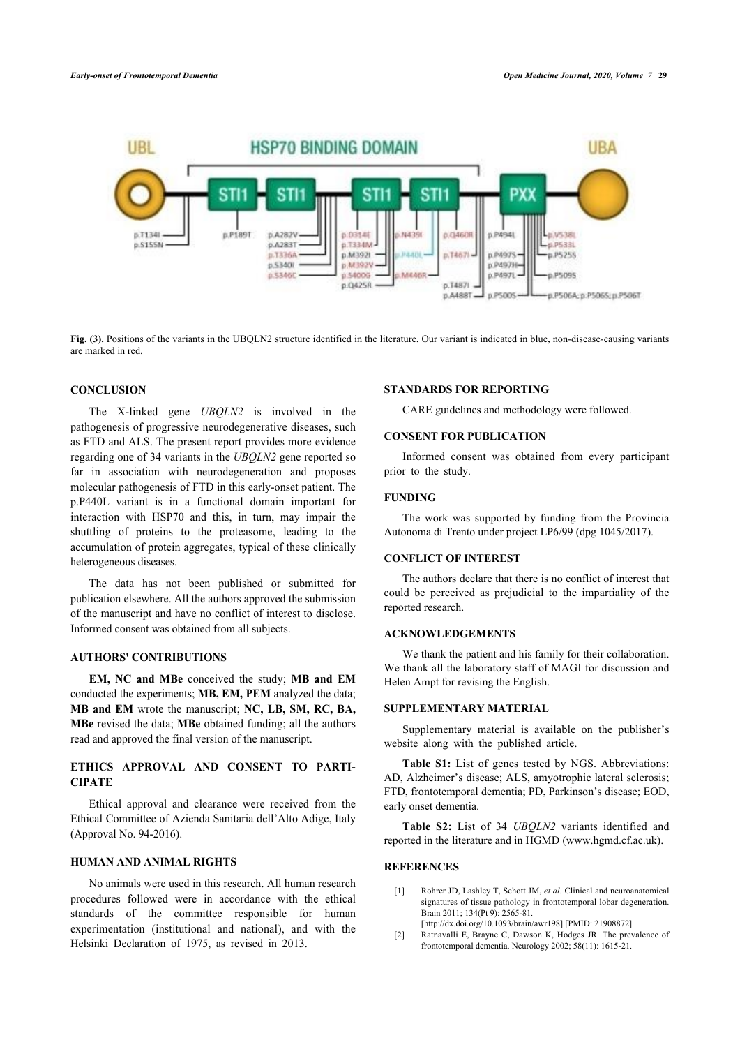Fig. (3). Positions of the variants in the UBQLN2 structure identified in the literature. Our variant is indicated in blue, non-disease-causing variants are marked in red.

## CONCLUSION

The X-linked gene *UBQLN2* is involved in the pathogenesis of progressive neurodegenerative diseases, such as FTD and ALS. The present report provides more evidence regarding one of 34 variants in the *UBQLN2* gene reported so far in association with neurodegeneration and proposes molecular pathogenesis of FTD in this early-onset patient. The p.P440L variant is in a functional domain important for interaction with HSP70 and this, in turn, may impair the shuttling of proteins to the proteasome, leading to the accumulation of protein aggregates, typical of these clinically heterogeneous diseases.

The data has not been published or submitted for publication elsewhere. All the authors approved the submission of the manuscript and have no conflict of interest to disclose. Informed consent was obtained from all subjects.

## AUTHORS' CONTRIBUTIONS

**EM, NC and MBe** conceived the study; **MB and EM** conducted the experiments; **MB, EM, PEM** analyzed the data; **MB and EM** wrote the manuscript; **NC, LB, SM, RC, BA, MBe** revised the data; **MBe** obtained funding; all the authors read and approved the final version of the manuscript.

## ETHICS APPROVAL AND CONSENT TO PARTICIPATE

Ethical approval and clearance were received from the Ethical Committee of Azienda Sanitaria dell'Alto Adige, Italy (Approval No. 94-2016).

## HUMAN AND ANIMAL RIGHTS

No animals were used in this research. All human research procedures followed were in accordance with the ethical standards of the committee responsible for human experimentation (institutional and national), and with the Helsinki Declaration of 1975, as revised in 2013.

## STANDARDS FOR REPORTING

CARE guidelines and methodology were followed.

## CONSENT FOR PUBLICATION

Informed consent was obtained from every participant prior to the study.

## FUNDING

The work was supported by funding from the Provincia Autonoma di Trento under project LP6/99 (dpg 1045/2017).

## CONFLICT OF INTEREST

The authors declare that there is no conflict of interest that could be perceived as prejudicial to the impartiality of the reported research.

## ACKNOWLEDGEMENTS

We thank the patient and his family for their collaboration. We thank all the laboratory staff of MAGI for discussion and Helen Ampt for revising the English.

## SUPPLEMENTARY MATERIAL

Supplementary material is available on the publisher's website along with the published article.

**Table S1:** List of genes tested by NGS. Abbreviations: AD, Alzheimer's disease; ALS, amyotrophic lateral sclerosis; FTD, frontotemporal dementia; PD, Parkinson's disease; EOD, early onset dementia.

**Table S2:** List of 34 *UBQLN2* variants identified and reported in the literature and in HGMD (www.hgmd.cf.ac.uk).

## REFERENCES

[1] Rohrer JD, Lashley T, Schott JM, *et al.* Clinical and neuroanatomical signatures of tissue pathology in frontotemporal lobar degeneration. Brain 2011; 134(Pt 9): 2565-81. [http://dx.doi.org/10.1093/brain/awr198] [PMID: 21908872]

[2] Ratnavalli E, Brayne C, Dawson K, Hodges JR. The prevalence of frontotemporal dementia. Neurology 2002; 58(11): 1615-21.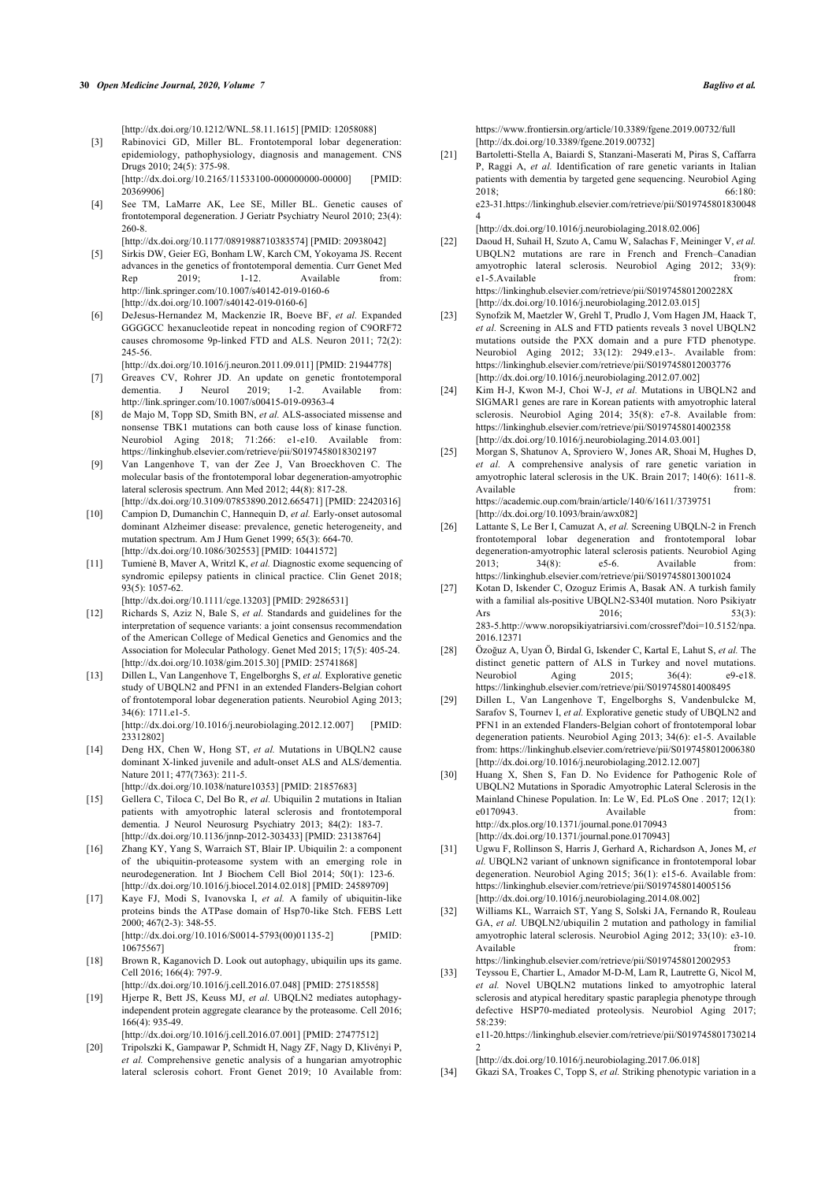[http://dx.doi.org/10.1212/WNL.58.11.1615] [PMID: 12058088]

[3] Rabinovici GD, Miller BL. Frontotemporal lobar degeneration: epidemiology, pathophysiology, diagnosis and management. CNS Drugs 2010; 24(5): 375-98.
[http://dx.doi.org/10.2165/11533100-000000000-00000] [PMID: 20369906]

[4] See TM, LaMarre AK, Lee SE, Miller BL. Genetic causes of frontotemporal degeneration. J Geriatr Psychiatry Neurol 2010; 23(4): 260-8.
[http://dx.doi.org/10.1177/0891988710383574] [PMID: 20938042]

[5] Sirkis DW, Geier EG, Bonham LW, Karch CM, Yokoyama JS. Recent advances in the genetics of frontotemporal dementia. Curr Genet Med Rep 2019; 1-12. Available from: http://link.springer.com/10.1007/s40142-019-0160-6
[http://dx.doi.org/10.1007/s40142-019-0160-6]

[6] DeJesus-Hernandez M, Mackenzie IR, Boeve BF, *et al.* Expanded GGGGCC hexanucleotide repeat in noncoding region of C9ORF72 causes chromosome 9p-linked FTD and ALS. Neuron 2011; 72(2): 245-56.
[http://dx.doi.org/10.1016/j.neuron.2011.09.011] [PMID: 21944778]

[7] Greaves CV, Rohrer JD. An update on genetic frontotemporal dementia. J Neurol 2019; 1-2. Available from: http://link.springer.com/10.1007/s00415-019-09363-4

[8] de Majo M, Topp SD, Smith BN, *et al.* ALS-associated missense and nonsense TBK1 mutations can both cause loss of kinase function. Neurobiol Aging 2018; 71:266: e1-e10. Available from: https://linkinghub.elsevier.com/retrieve/pii/S0197458018302197

[9] Van Langenhove T, van der Zee J, Van Broeckhoven C. The molecular basis of the frontotemporal lobar degeneration-amyotrophic lateral sclerosis spectrum. Ann Med 2012; 44(8): 817-28.
[http://dx.doi.org/10.3109/07853890.2012.665471] [PMID: 22420316]

[10] Campion D, Dumanchin C, Hannequin D, *et al.* Early-onset autosomal dominant Alzheimer disease: prevalence, genetic heterogeneity, and mutation spectrum. Am J Hum Genet 1999; 65(3): 664-70.
[http://dx.doi.org/10.1086/302553] [PMID: 10441572]

[11] Tumienė B, Maver A, Writzl K, *et al.* Diagnostic exome sequencing of syndromic epilepsy patients in clinical practice. Clin Genet 2018; 93(5): 1057-62.
[http://dx.doi.org/10.1111/cge.13203] [PMID: 29286531]

[12] Richards S, Aziz N, Bale S, *et al.* Standards and guidelines for the interpretation of sequence variants: a joint consensus recommendation of the American College of Medical Genetics and Genomics and the Association for Molecular Pathology. Genet Med 2015; 17(5): 405-24.
[http://dx.doi.org/10.1038/gim.2015.30] [PMID: 25741868]

[13] Dillen L, Van Langenhove T, Engelborghs S, *et al.* Explorative genetic study of UBQLN2 and PFN1 in an extended Flanders-Belgian cohort of frontotemporal lobar degeneration patients. Neurobiol Aging 2013; 34(6): 1711.e1-5.
[http://dx.doi.org/10.1016/j.neurobiolaging.2012.12.007] [PMID: 23312802]

[14] Deng HX, Chen W, Hong ST, *et al.* Mutations in UBQLN2 cause dominant X-linked juvenile and adult-onset ALS and ALS/dementia. Nature 2011; 477(7363): 211-5.
[http://dx.doi.org/10.1038/nature10353] [PMID: 21857683]

[15] Gellera C, Tiloca C, Del Bo R, *et al.* Ubiquilin 2 mutations in Italian patients with amyotrophic lateral sclerosis and frontotemporal dementia. J Neurol Neurosurg Psychiatry 2013; 84(2): 183-7.
[http://dx.doi.org/10.1136/jnnp-2012-303433] [PMID: 23138764]

[16] Zhang KY, Yang S, Warraich ST, Blair IP. Ubiquilin 2: a component of the ubiquitin-proteasome system with an emerging role in neurodegeneration. Int J Biochem Cell Biol 2014; 50(1): 123-6.
[http://dx.doi.org/10.1016/j.biocel.2014.02.018] [PMID: 24589709]

[17] Kaye FJ, Modi S, Ivanovska I, *et al.* A family of ubiquitin-like proteins binds the ATPase domain of Hsp70-like Stch. FEBS Lett 2000; 467(2-3): 348-55.
[http://dx.doi.org/10.1016/S0014-5793(00)01135-2] [PMID: 10675567]

[18] Brown R, Kaganovich D. Look out autophagy, ubiquilin ups its game. Cell 2016; 166(4): 797-9.
[http://dx.doi.org/10.1016/j.cell.2016.07.048] [PMID: 27518558]

[19] Hjerpe R, Bett JS, Keuss MJ, *et al.* UBQLN2 mediates autophagy-independent protein aggregate clearance by the proteasome. Cell 2016; 166(4): 935-49.
[http://dx.doi.org/10.1016/j.cell.2016.07.001] [PMID: 27477512]

[20] Tripolszki K, Gampawar P, Schmidt H, Nagy ZF, Nagy D, Klivényi P, *et al.* Comprehensive genetic analysis of a hungarian amyotrophic lateral sclerosis cohort. Front Genet 2019; 10 Available from: https://www.frontiersin.org/article/10.3389/fgene.2019.00732/full
[http://dx.doi.org/10.3389/fgene.2019.00732]

[21] Bartoletti-Stella A, Baiardi S, Stanzani-Maserati M, Piras S, Caffarra P, Raggi A, *et al.* Identification of rare genetic variants in Italian patients with dementia by targeted gene sequencing. Neurobiol Aging 2018; 66:180: e23-31.https://linkinghub.elsevier.com/retrieve/pii/S0197458018300484
[http://dx.doi.org/10.1016/j.neurobiolaging.2018.02.006]

[22] Daoud H, Suhail H, Szuto A, Camu W, Salachas F, Meininger V, *et al.* UBQLN2 mutations are rare in French and French–Canadian amyotrophic lateral sclerosis. Neurobiol Aging 2012; 33(9): e1-5.Available from: https://linkinghub.elsevier.com/retrieve/pii/S019745801200228X
[http://dx.doi.org/10.1016/j.neurobiolaging.2012.03.015]

[23] Synofzik M, Maetzler W, Grehl T, Prudlo J, Vom Hagen JM, Haack T, *et al.* Screening in ALS and FTD patients reveals 3 novel UBQLN2 mutations outside the PXX domain and a pure FTD phenotype. Neurobiol Aging 2012; 33(12): 2949.e13-. Available from: https://linkinghub.elsevier.com/retrieve/pii/S0197458012003776
[http://dx.doi.org/10.1016/j.neurobiolaging.2012.07.002]

[24] Kim H-J, Kwon M-J, Choi W-J, *et al.* Mutations in UBQLN2 and SIGMAR1 genes are rare in Korean patients with amyotrophic lateral sclerosis. Neurobiol Aging 2014; 35(8): e7-8. Available from: https://linkinghub.elsevier.com/retrieve/pii/S0197458014002358
[http://dx.doi.org/10.1016/j.neurobiolaging.2014.03.001]

[25] Morgan S, Shatunov A, Sproviero W, Jones AR, Shoai M, Hughes D, *et al.* A comprehensive analysis of rare genetic variation in amyotrophic lateral sclerosis in the UK. Brain 2017; 140(6): 1611-8. Available from: https://academic.oup.com/brain/article/140/6/1611/3739751
[http://dx.doi.org/10.1093/brain/awx082]

[26] Lattante S, Le Ber I, Camuzat A, *et al.* Screening UBQLN-2 in French frontotemporal lobar degeneration and frontotemporal lobar degeneration-amyotrophic lateral sclerosis patients. Neurobiol Aging 2013; 34(8): e5-6. Available from: https://linkinghub.elsevier.com/retrieve/pii/S0197458013001024

[27] Kotan D, Iskender C, Ozoguz Erimis A, Basak AN. A turkish family with a familial als-positive UBQLN2-S340I mutation. Noro Psikiyatr Ars 2016; 53(3): 283-5.http://www.noropsikiyatriarsivi.com/crossref?doi=10.5152/npa.2016.12371

[28] Özoğuz A, Uyan Ö, Birdal G, Iskender C, Kartal E, Lahut S, *et al.* The distinct genetic pattern of ALS in Turkey and novel mutations. Neurobiol Aging 2015; 36(4): e9-e18. https://linkinghub.elsevier.com/retrieve/pii/S0197458014008495

[29] Dillen L, Van Langenhove T, Engelborghs S, Vandenbulcke M, Sarafov S, Tournev I, *et al.* Explorative genetic study of UBQLN2 and PFN1 in an extended Flanders-Belgian cohort of frontotemporal lobar degeneration patients. Neurobiol Aging 2013; 34(6): e1-5. Available from: https://linkinghub.elsevier.com/retrieve/pii/S0197458012006380
[http://dx.doi.org/10.1016/j.neurobiolaging.2012.12.007]

[30] Huang X, Shen S, Fan D. No Evidence for Pathogenic Role of UBQLN2 Mutations in Sporadic Amyotrophic Lateral Sclerosis in the Mainland Chinese Population. In: Le W, Ed. PLoS One . 2017; 12(1): e0170943. Available from: http://dx.plos.org/10.1371/journal.pone.0170943
[http://dx.doi.org/10.1371/journal.pone.0170943]

[31] Ugwu F, Rollinson S, Harris J, Gerhard A, Richardson A, Jones M, *et al.* UBQLN2 variant of unknown significance in frontotemporal lobar degeneration. Neurobiol Aging 2015; 36(1): e15-6. Available from: https://linkinghub.elsevier.com/retrieve/pii/S0197458014005156
[http://dx.doi.org/10.1016/j.neurobiolaging.2014.08.002]

[32] Williams KL, Warraich ST, Yang S, Solski JA, Fernando R, Rouleau GA, *et al.* UBQLN2/ubiquilin 2 mutation and pathology in familial amyotrophic lateral sclerosis. Neurobiol Aging 2012; 33(10): e3-10. Available from: https://linkinghub.elsevier.com/retrieve/pii/S0197458012002953

[33] Teyssou E, Chartier L, Amador M-D-M, Lam R, Lautrette G, Nicol M, *et al.* Novel UBQLN2 mutations linked to amyotrophic lateral sclerosis and atypical hereditary spastic paraplegia phenotype through defective HSP70-mediated proteolysis. Neurobiol Aging 2017; 58:239: e11-20.https://linkinghub.elsevier.com/retrieve/pii/S0197458017302142
[http://dx.doi.org/10.1016/j.neurobiolaging.2017.06.018]

[34] Gkazi SA, Troakes C, Topp S, *et al.* Striking phenotypic variation in a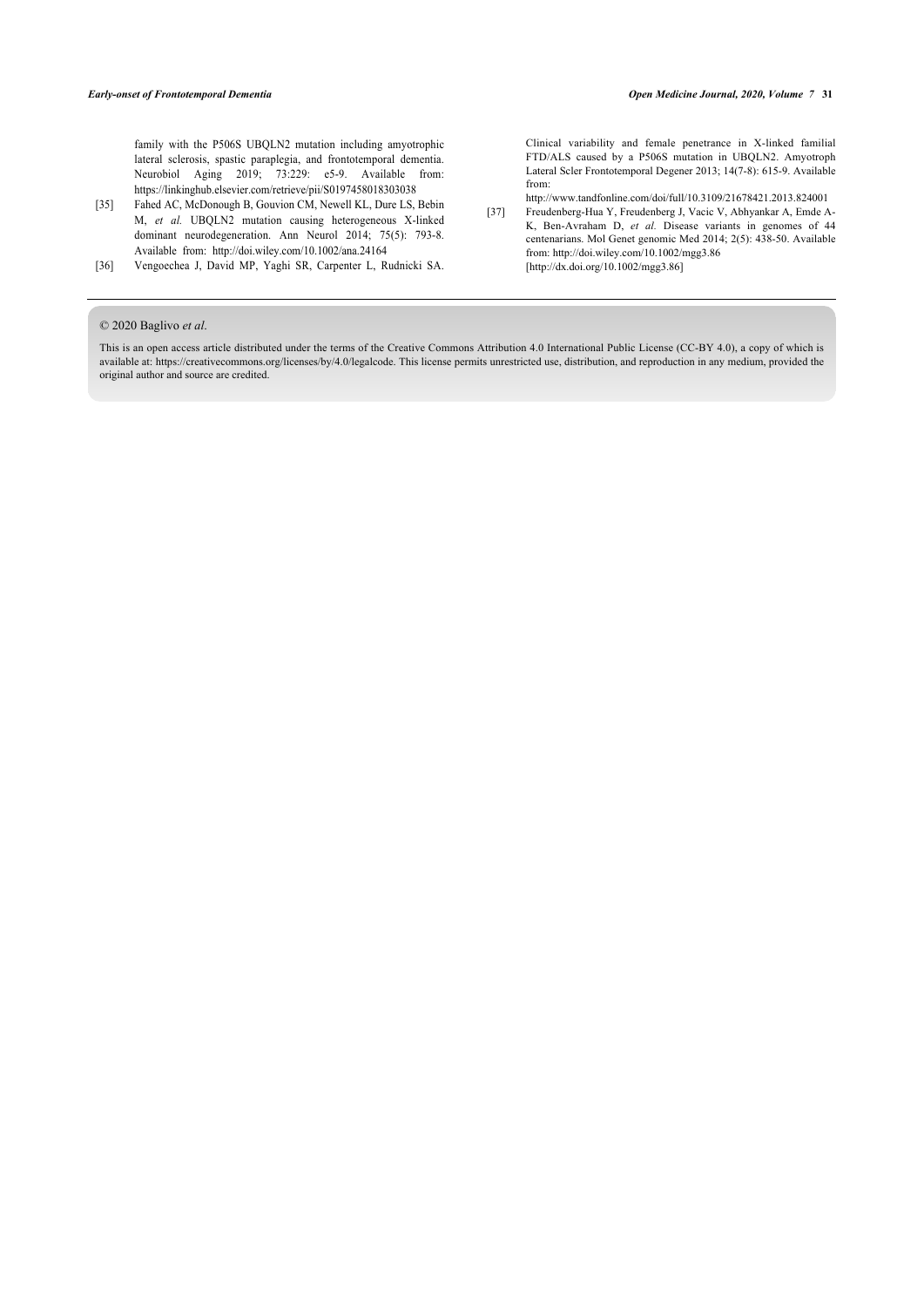family with the P506S UBQLN2 mutation including amyotrophic lateral sclerosis, spastic paraplegia, and frontotemporal dementia. Neurobiol Aging 2019; 73:229: e5-9. Available from: https://linkinghub.elsevier.com/retrieve/pii/S0197458018303038

[35] Fahed AC, McDonough B, Gouvion CM, Newell KL, Dure LS, Bebin M, *et al.* UBQLN2 mutation causing heterogeneous X-linked dominant neurodegeneration. Ann Neurol 2014; 75(5): 793-8. Available from: http://doi.wiley.com/10.1002/ana.24164

[36] Vengoechea J, David MP, Yaghi SR, Carpenter L, Rudnicki SA. Clinical variability and female penetrance in X-linked familial FTD/ALS caused by a P506S mutation in UBQLN2. Amyotroph Lateral Scler Frontotemporal Degener 2013; 14(7-8): 615-9. Available from: http://www.tandfonline.com/doi/full/10.3109/21678421.2013.824001

[37] Freudenberg-Hua Y, Freudenberg J, Vacic V, Abhyankar A, Emde A-K, Ben-Avraham D, *et al.* Disease variants in genomes of 44 centenarians. Mol Genet genomic Med 2014; 2(5): 438-50. Available from: http://doi.wiley.com/10.1002/mgg3.86 [http://dx.doi.org/10.1002/mgg3.86]

© 2020 Baglivo *et al*.

This is an open access article distributed under the terms of the Creative Commons Attribution 4.0 International Public License (CC-BY 4.0), a copy of which is available at: https://creativecommons.org/licenses/by/4.0/legalcode. This license permits unrestricted use, distribution, and reproduction in any medium, provided the original author and source are credited.